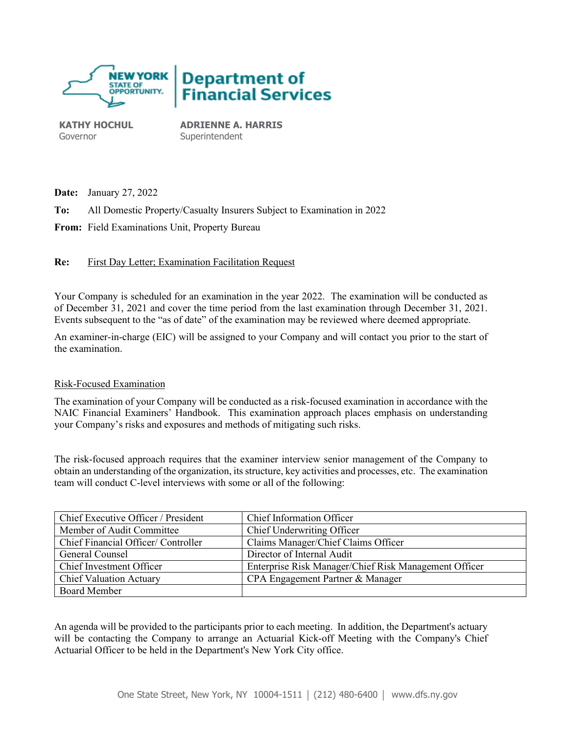**KATHY HOCHUL**
Governor

**ADRIENNE A. HARRIS**
Superintendent

**Date:** January 27, 2022

**To:** All Domestic Property/Casualty Insurers Subject to Examination in 2022

**From:** Field Examinations Unit, Property Bureau

**Re:** First Day Letter; Examination Facilitation Request

Your Company is scheduled for an examination in the year 2022. The examination will be conducted as of December 31, 2021 and cover the time period from the last examination through December 31, 2021. Events subsequent to the "as of date" of the examination may be reviewed where deemed appropriate.

An examiner-in-charge (EIC) will be assigned to your Company and will contact you prior to the start of the examination.

Risk-Focused Examination

The examination of your Company will be conducted as a risk-focused examination in accordance with the NAIC Financial Examiners' Handbook. This examination approach places emphasis on understanding your Company's risks and exposures and methods of mitigating such risks.

The risk-focused approach requires that the examiner interview senior management of the Company to obtain an understanding of the organization, its structure, key activities and processes, etc. The examination team will conduct C-level interviews with some or all of the following:

| | |
|---|---|
| Chief Executive Officer / President | Chief Information Officer |
| Member of Audit Committee | Chief Underwriting Officer |
| Chief Financial Officer/ Controller | Claims Manager/Chief Claims Officer |
| General Counsel | Director of Internal Audit |
| Chief Investment Officer | Enterprise Risk Manager/Chief Risk Management Officer |
| Chief Valuation Actuary | CPA Engagement Partner & Manager |
| Board Member | |

An agenda will be provided to the participants prior to each meeting. In addition, the Department's actuary will be contacting the Company to arrange an Actuarial Kick-off Meeting with the Company's Chief Actuarial Officer to be held in the Department's New York City office.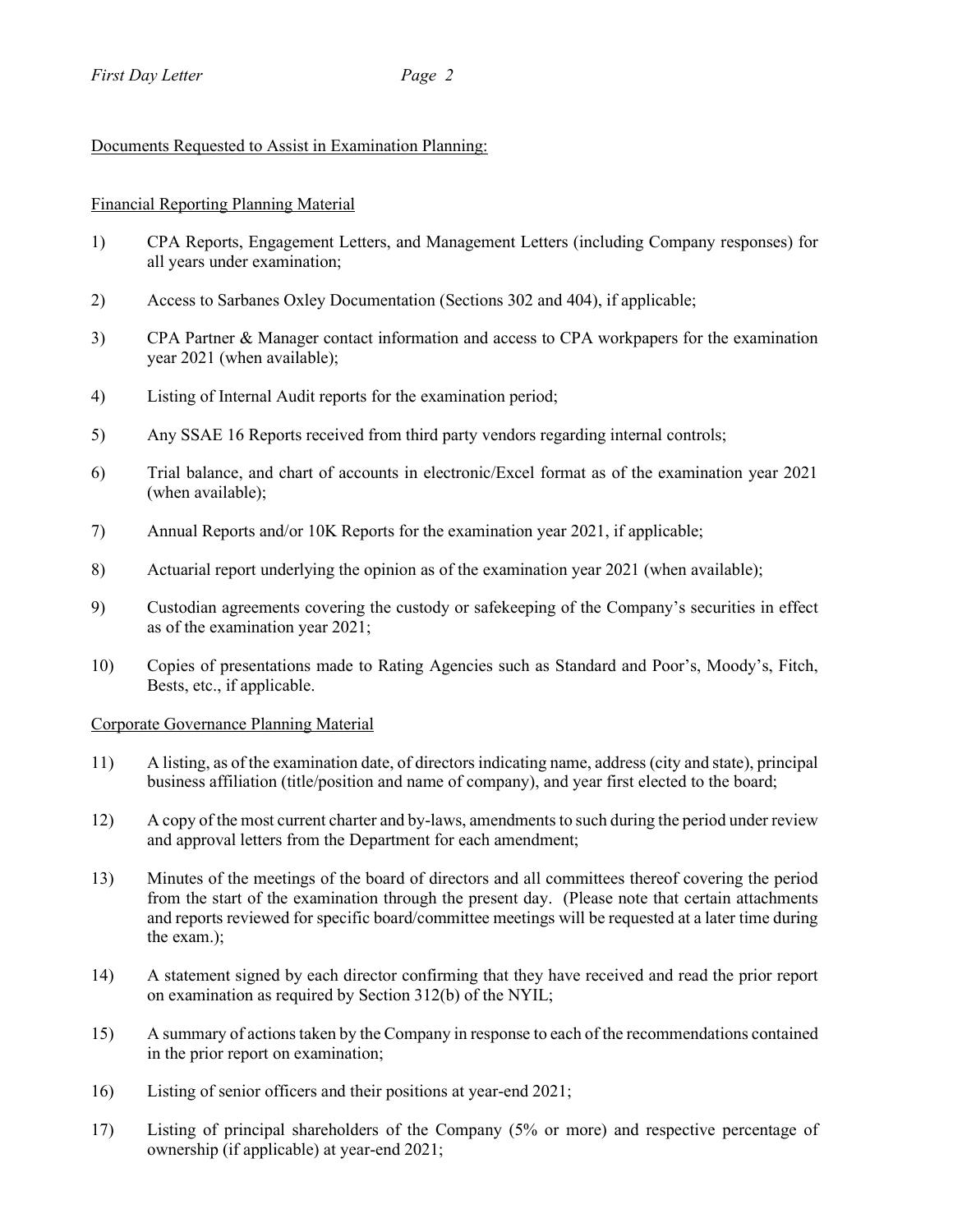Documents Requested to Assist in Examination Planning:

Financial Reporting Planning Material

1) CPA Reports, Engagement Letters, and Management Letters (including Company responses) for all years under examination;

2) Access to Sarbanes Oxley Documentation (Sections 302 and 404), if applicable;

3) CPA Partner & Manager contact information and access to CPA workpapers for the examination year 2021 (when available);

4) Listing of Internal Audit reports for the examination period;

5) Any SSAE 16 Reports received from third party vendors regarding internal controls;

6) Trial balance, and chart of accounts in electronic/Excel format as of the examination year 2021 (when available);

7) Annual Reports and/or 10K Reports for the examination year 2021, if applicable;

8) Actuarial report underlying the opinion as of the examination year 2021 (when available);

9) Custodian agreements covering the custody or safekeeping of the Company's securities in effect as of the examination year 2021;

10) Copies of presentations made to Rating Agencies such as Standard and Poor's, Moody's, Fitch, Bests, etc., if applicable.

Corporate Governance Planning Material

11) A listing, as of the examination date, of directors indicating name, address (city and state), principal business affiliation (title/position and name of company), and year first elected to the board;

12) A copy of the most current charter and by-laws, amendments to such during the period under review and approval letters from the Department for each amendment;

13) Minutes of the meetings of the board of directors and all committees thereof covering the period from the start of the examination through the present day. (Please note that certain attachments and reports reviewed for specific board/committee meetings will be requested at a later time during the exam.);

14) A statement signed by each director confirming that they have received and read the prior report on examination as required by Section 312(b) of the NYIL;

15) A summary of actions taken by the Company in response to each of the recommendations contained in the prior report on examination;

16) Listing of senior officers and their positions at year-end 2021;

17) Listing of principal shareholders of the Company (5% or more) and respective percentage of ownership (if applicable) at year-end 2021;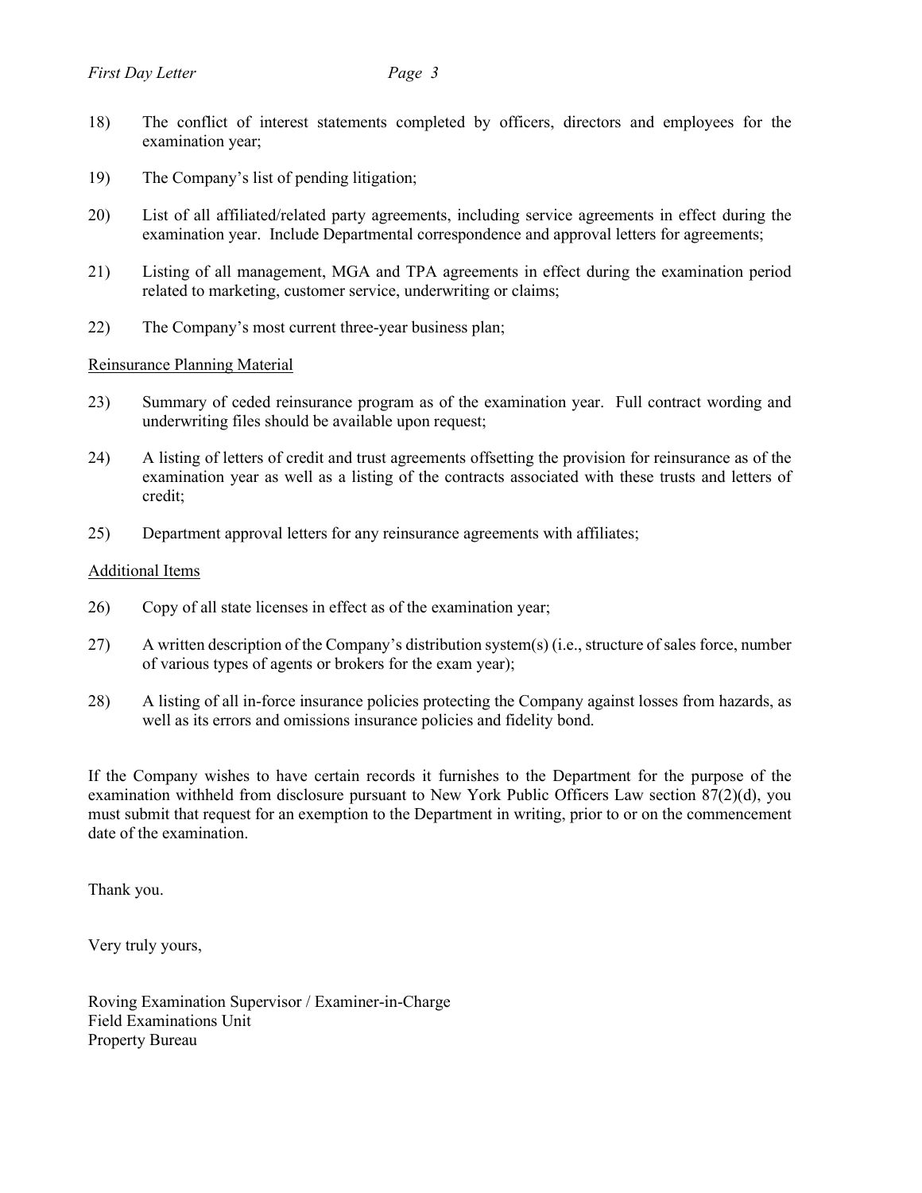18) The conflict of interest statements completed by officers, directors and employees for the examination year;

19) The Company's list of pending litigation;

20) List of all affiliated/related party agreements, including service agreements in effect during the examination year. Include Departmental correspondence and approval letters for agreements;

21) Listing of all management, MGA and TPA agreements in effect during the examination period related to marketing, customer service, underwriting or claims;

22) The Company's most current three-year business plan;

Reinsurance Planning Material

23) Summary of ceded reinsurance program as of the examination year. Full contract wording and underwriting files should be available upon request;

24) A listing of letters of credit and trust agreements offsetting the provision for reinsurance as of the examination year as well as a listing of the contracts associated with these trusts and letters of credit;

25) Department approval letters for any reinsurance agreements with affiliates;

Additional Items

26) Copy of all state licenses in effect as of the examination year;

27) A written description of the Company's distribution system(s) (i.e., structure of sales force, number of various types of agents or brokers for the exam year);

28) A listing of all in-force insurance policies protecting the Company against losses from hazards, as well as its errors and omissions insurance policies and fidelity bond.

If the Company wishes to have certain records it furnishes to the Department for the purpose of the examination withheld from disclosure pursuant to New York Public Officers Law section 87(2)(d), you must submit that request for an exemption to the Department in writing, prior to or on the commencement date of the examination.

Thank you.

Very truly yours,

Roving Examination Supervisor / Examiner-in-Charge
Field Examinations Unit
Property Bureau